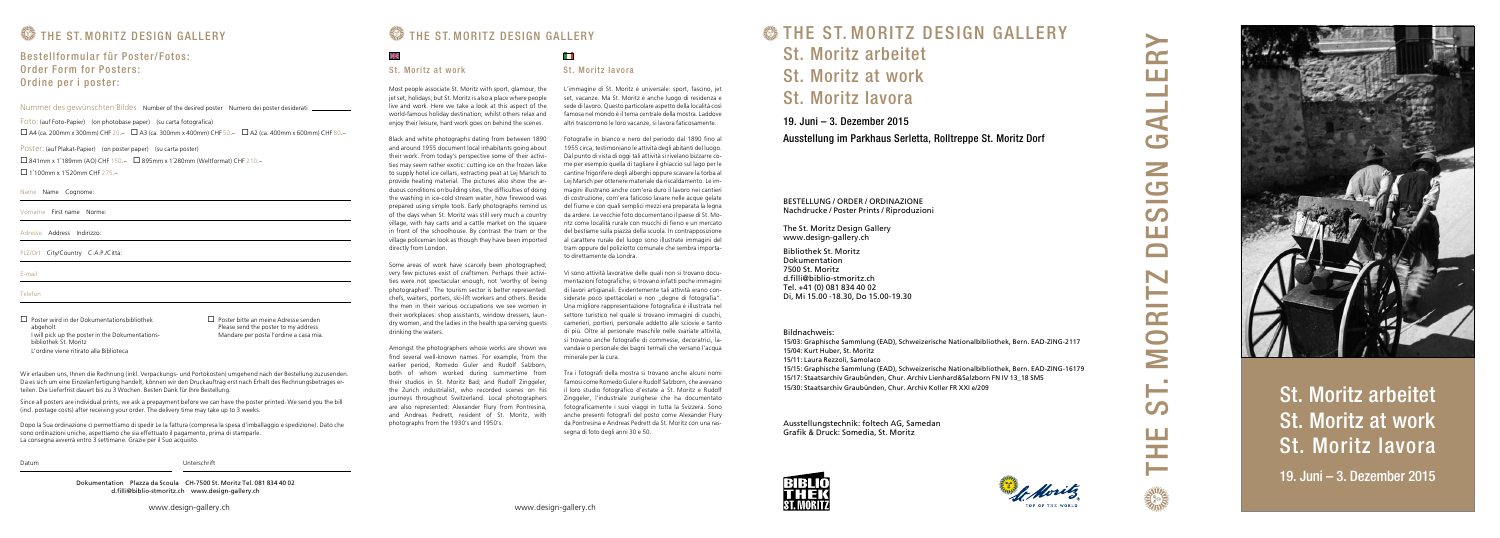# THE ST. MORITZ DESIGN GALLERY

## Bestellformular für Poster/Fotos:
## Order Form for Posters:
## Ordine per i poster:

Nummer des gewünschten Bildes Number of the desired poster Numero dei poster desiderati

Foto: (auf Foto-Papier) (on photobase paper) (su carta fotografica)

☐ A4 (ca. 200mm x 300mm) CHF 20.– ☐ A3 (ca. 300mm x 400mm) CHF 50.– ☐ A2 (ca. 400mm x 600mm) CHF 80.–

Poster: (auf Plakat-Papier) (on poster paper) (su carta poster)

☐ 841mm x 1'189mm (A0) CHF 150.– ☐ 895mm x 1'280mm (Weltformat) CHF 210.–

☐ 1'100mm x 1'520mm CHF 275.–

Name Name Cognome:

Vorname First name Nome:

Adresse Address Indirizzo:

PLZ/Ort City/Country C.A.P./Città:

E-mail

Telefon

☐ Poster wird in der Dokumentationsbibliothek abgeholt
I will pick up the poster in the Dokumentations-bibliothek St. Moritz
L'ordine viene ritirato alla Biblioteca

☐ Poster bitte an meine Adresse senden
Please send the poster to my address
Mandare per posta l'ordine a casa mia.

Wir erlauben uns, Ihnen die Rechnung (inkl. Verpackungs- und Portokosten) umgehend nach der Bestellung zuzusenden. Da es sich um eine Einzelanfertigung handelt, können wir den Druckauftrag erst nach Erhalt des Rechnungsbetrages erteilen. Die Lieferfrist dauert bis zu 3 Wochen. Besten Dank für Ihre Bestellung.

Since all posters are individual prints, we ask a prepayment before we can have the poster printed. We send you the bill (incl. postage costs) after receiving your order. The delivery time may take up to 3 weeks.

Dopo la Sua ordinazione ci permettiamo di spedir Le la fattura (compresa la spesa d'imballaggio e spedizione). Dato che sono ordinazioni uniche, aspettiamo che sia effettuato il pagamento, prima di stamparle. La consegna avverrà entro 3 settimane. Grazie per il Suo acquisto.

Datum Unterschrift

Dokumentation Piazza da Scoula CH-7500 St. Moritz Tel. 081 834 40 02
d.filli@biblio-stmoritz.ch www.design-gallery.ch

www.design-gallery.ch

# THE ST. MORITZ DESIGN GALLERY

### St. Moritz at work

Most people associate St. Moritz with sport, glamour, the jet set, holidays; but St. Moritz is also a place where people live and work. Here we take a look at this aspect of the world-famous holiday destination; whilst others relax and enjoy their leisure, hard work goes on behind the scenes.

Black and white photographs dating from between 1890 and around 1955 document local inhabitants going about their work. From today's perspective some of their activities may seem rather exotic: cutting ice on the frozen lake to supply hotel ice cellars, extracting peat at Lej Marsch to provide heating material. The pictures also show the arduous conditions on building sites, the difficulties of doing the washing in ice-cold stream water, how firewood was prepared using simple tools. Early photographs remind us of the days when St. Moritz was still very much a country village, with hay carts and a cattle market on the square in front of the schoolhouse. By contrast the tram or the village policeman look as though they have been imported directly from London.

Some areas of work have scarcely been photographed; very few pictures exist of craftsmen. Perhaps their activities were not spectacular enough, not 'worthy of being photographed'. The tourism sector is better represented: chefs, waiters, porters, ski-lift workers and others. Beside the men in their various occupations we see women in their workplaces: shop assistants, window dressers, laundry women, and the ladies in the health spa serving guests drinking the waters.

Amongst the photographers whose works are shown we find several well-known names. For example, from the earlier period, Romedo Guler and Rudolf Salzborn, both of whom worked during summertime from their studios in St. Moritz Bad; and Rudolf Zinggeler, the Zurich industrialist, who recorded scenes on his journeys throughout Switzerland. Local photographers are also represented: Alexander Flury from Pontresina, and Andreas Pedrett, resident of St. Moritz, with photographs from the 1930's and 1950's.

### St. Moritz lavora

L'immagine di St. Moritz è universale: sport, fascino, jet set, vacanze. Ma St. Moritz è anche luogo di residenza e sede di lavoro. Questo particolare aspetto della località così famosa nel mondo è il tema centrale della mostra. Laddove altri trascorrono le loro vacanze, si lavora faticosamente.

Fotografie in bianco e nero del periodo dal 1890 fino al 1955 circa, testimoniano le attività degli abitanti del luogo. Dal punto di vista di oggi tali attività si rivelano bizzarre come per esempio quella di tagliare il ghiaccio sul lago per le cantine frigorifere degli alberghi oppure scavare la torba al Lej Marsch per ottenere materiale da riscaldamento. Le immagini illustrano anche com'era duro il lavoro nei cantieri di costruzione, com'era faticoso lavare nelle acque gelate del fiume e con quali semplici mezzi era preparata la legna da ardere. Le vecchie foto documentano il paese di St. Moritz come località rurale con mucchi di fieno e un mercato del bestiame sulla piazza della scuola. In contrapposizione al carattere rurale del luogo sono illustrate immagini del tram oppure del poliziotto comunale che sembra importato direttamente da Londra.

Vi sono attività lavorative delle quali non si trovano documentazione fotografiche; si trovano infatti poche immagini di lavori artigianali. Evidentemente tali attività erano considerate poco spettacolari e non „degne di fotografia". Una migliore rappresentazione fotografica è illustrata nel settore turistico nel quale si trovano immagini di cuochi, camerieri, portieri, personale addetto alle sciovie e tanto di più. Oltre al personale maschile nelle svariate attività, si trovano anche fotografie di commesse, decoratrici, lavandaie e personale dei bagni termali che versano l'acqua minerale per la cura.

Tra i fotografi della mostra si trovano anche alcuni nomi famosi come Romedo Guler e Rudolf Salzborn, che avevano il loro studio fotografico d'estate a St. Moritz e Rudolf Zinggeler, l'industriale zurighese che ha documentato fotograficamente i suoi viaggi in tutta la Svizzera. Sono anche presenti fotografi del posto come Alexander Flury da Pontresina e Andreas Pedrett da St. Moritz con una rassegna di foto degli anni 30 e 50.

www.design-gallery.ch

# THE ST. MORITZ DESIGN GALLERY

## St. Moritz arbeitet
## St. Moritz at work
## St. Moritz lavora

**19. Juni – 3. Dezember 2015**

**Ausstellung im Parkhaus Serletta, Rolltreppe St. Moritz Dorf**

BESTELLUNG / ORDER / ORDINAZIONE
Nachdrucke / Poster Prints / Riproduzioni

The St. Moritz Design Gallery
www.design-gallery.ch

Bibliothek St. Moritz
Dokumentation
7500 St. Moritz
d.filli@biblio-stmoritz.ch
Tel. +41 (0) 81 834 40 02
Di, Mi 15.00 -18.30, Do 15.00-19.30

Bildnachweis:
15/03: Graphische Sammlung (EAD), Schweizerische Nationalbibliothek, Bern. EAD-ZING-2117
15/04: Kurt Huber, St. Moritz
15/11: Laura Rezzoli, Samolaco
15/15: Graphische Sammlung (EAD), Schweizerische Nationalbibliothek, Bern. EAD-ZING-16179
15/17: Staatsarchiv Graubünden, Chur. Archiv Lienhard&Salzborn FN IV 13_18 SMS
15/30: Staatsarchiv Graubünden, Chur. Archiv Koller FR XXI e/209

Ausstellungstechnik: foltech AG, Samedan
Grafik & Druck: Somedia, St. Moritz

# THE ST. MORITZ DESIGN GALLERY

## St. Moritz arbeitet
## St. Moritz at work
## St. Moritz lavora

**19. Juni – 3. Dezember 2015**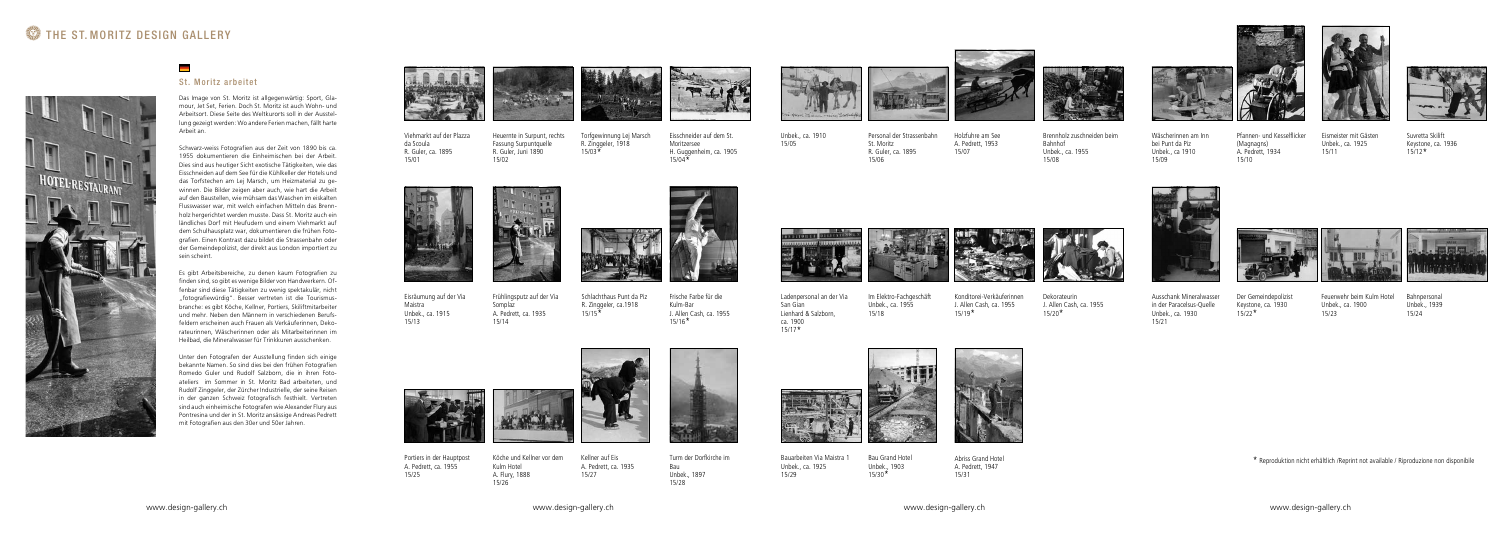# THE ST. MORITZ DESIGN GALLERY

## St. Moritz arbeitet

Das Image von St. Moritz ist allgegenwärtig: Sport, Glamour, Jet Set, Ferien. Doch St. Moritz ist auch Wohn- und Arbeitsort. Diese Seite des Weltkurorts soll in der Ausstellung gezeigt werden: Wo andere Ferien machen, fällt harte Arbeit an.

Schwarz-weiss Fotografien aus der Zeit von 1890 bis ca. 1955 dokumentieren die Einheimischen bei der Arbeit. Dies sind aus heutiger Sicht exotische Tätigkeiten, wie das Eisschneiden auf dem See für die Kühlkeller der Hotels und das Torfstechen am Lej Marsch, um Heizmaterial zu gewinnen. Die Bilder zeigen aber auch, wie hart die Arbeit auf den Baustellen, wie mühsam das Waschen im eiskalten Flusswasser war, mit welch einfachen Mitteln das Brennholz hergerichtet werden musste. Dass St. Moritz auch ein ländliches Dorf mit Heufudern und einem Viehmarkt auf dem Schulhausplatz war, dokumentieren die frühen Fotografien. Einen Kontrast dazu bildet die Strassenbahn oder der Gemeindepolizist, der direkt aus London importiert zu sein scheint.

Es gibt Arbeitsbereiche, zu denen kaum Fotografien zu finden sind, so gibt es wenige Bilder von Handwerkern. Offenbar sind diese Tätigkeiten zu wenig spektakulär, nicht „fotografiewürdig". Besser vertreten ist die Tourismusbranche: es gibt Köche, Kellner, Portiers, Skiliftmitarbeiter und mehr. Neben den Männern in verschiedenen Berufsfeldern erscheinen auch Frauen als Verkäuferinnen, Dekorateurinnen, Wäscherinnen oder als Mitarbeiterinnen im Heilbad, die Mineralwasser für Trinkkuren ausschenken.

Unter den Fotografen der Ausstellung finden sich einige bekannte Namen. So sind dies bei den frühen Fotografen Romedo Guler und Rudolf Salzborn, die in ihren Fotoateliers im Sommer in St. Moritz Bad arbeiteten, und Rudolf Zinggeler, der Zürcher Industrielle, der seine Reisen in der ganzen Schweiz fotografisch festhielt. Vertreten sind auch einheimische Fotografen wie Alexander Flury aus Pontresina und der in St. Moritz ansässige Andreas Pedrett mit Fotografien aus den 30er und 50er Jahren.

Viehmarkt auf der Plazza da Scoula
R. Guler, ca. 1895
15/01

Heuernte in Surpunt, rechts Fassung Surpuntquelle
R. Guler, Juni 1890
15/02

Torfgewinnung Lej Marsch
R. Zinggeler, 1918
15/03*

Eisschneider auf dem St. Moritzersee
H. Guggenheim, ca. 1905
15/04*

Unbek., ca. 1910
15/05

Personal der Strassenbahn St. Moritz
R. Guler, ca. 1895
15/06

Holzfuhre am See
A. Pedrett, 1953
15/07

Brennholz zuschneiden beim Bahnhof
Unbek., ca. 1955
15/08

Wäscherinnen am Inn bei Punt da Piz
Unbek., ca 1910
15/09

Pfannen- und Kesselflicker (Magnagns)
A. Pedrett, 1934
15/10

Eismeister mit Gästen
Unbek., ca. 1925
15/11

Suvretta Skilift
Keystone, ca. 1936
15/12*

Eisräumung auf der Via Maistra
Unbek., ca. 1915
15/13

Frühlingsputz auf der Via Somplaz
A. Pedrett, ca. 1935
15/14

Schlachthaus Punt da Piz
R. Zinggeler, ca.1918
15/15*

Frische Farbe für die Kulm-Bar
J. Allen Cash, ca. 1955
15/16*

Ladenpersonal an der Via San Gian
Lienhard & Salzborn, ca. 1900
15/17*

Im Elektro-Fachgeschäft
Unbek., ca. 1955
15/18

Konditorei-Verkäuferinnen
J. Allen Cash, ca. 1955
15/19*

Dekorateurin
J. Allen Cash, ca. 1955
15/20*

Ausschank Mineralwasser in der Paracelsus-Quelle
Unbek., ca. 1930
15/21

Der Gemeindepolizist
Keystone, ca. 1930
15/22*

Feuerwehr beim Kulm Hotel
Unbek., ca. 1900
15/23

Bahnpersonal
Unbek., 1939
15/24

Portiers in der Hauptpost
A. Pedrett, ca. 1955
15/25

Köche und Kellner vor dem Kulm Hotel
A. Flury, 1888
15/26

Kellner auf Eis
A. Pedrett, ca. 1935
15/27

Turm der Dorfkirche im Bau
Unbek., 1897
15/28

Bauarbeiten Via Maistra 1
Unbek., ca. 1925
15/29

Bau Grand Hotel
Unbek., 1903
15/30*

Abriss Grand Hotel
A. Pedrett, 1947
15/31

* Reproduktion nicht erhältlich /Reprint not available / Riproduzione non disponibile

www.design-gallery.ch